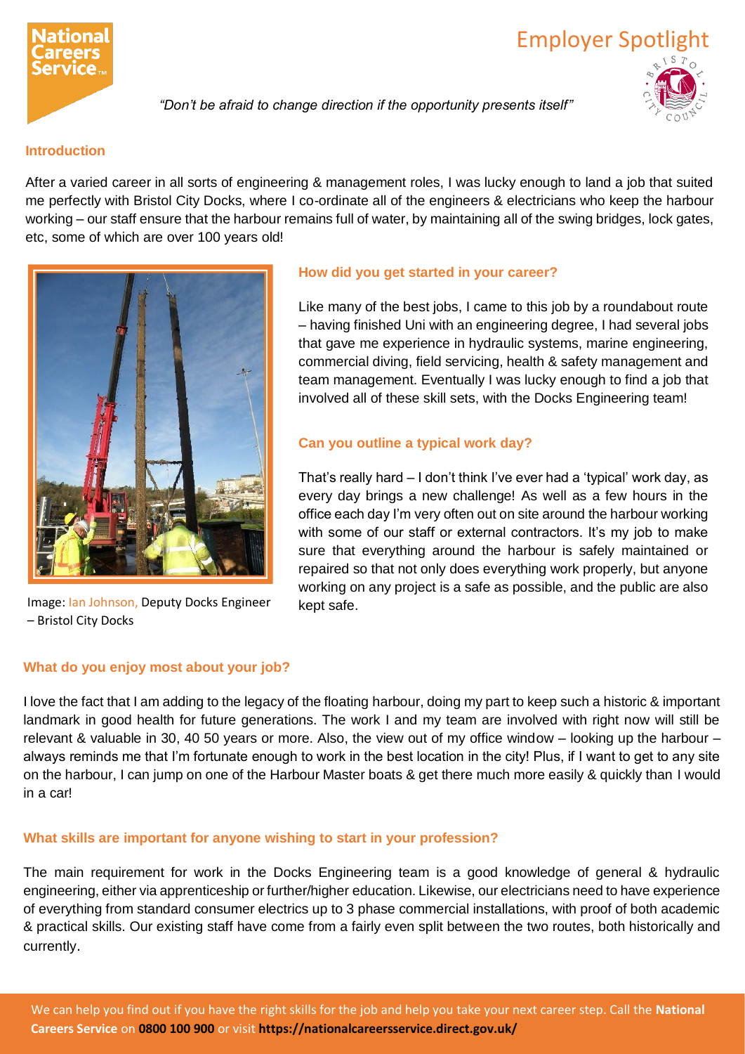# Employer Spotlight

*"Don't be afraid to change direction if the opportunity presents itself"*

### Introduction

After a varied career in all sorts of engineering & management roles, I was lucky enough to land a job that suited me perfectly with Bristol City Docks, where I co-ordinate all of the engineers & electricians who keep the harbour working – our staff ensure that the harbour remains full of water, by maintaining all of the swing bridges, lock gates, etc, some of which are over 100 years old!

Image: Ian Johnson, Deputy Docks Engineer – Bristol City Docks

### How did you get started in your career?

Like many of the best jobs, I came to this job by a roundabout route – having finished Uni with an engineering degree, I had several jobs that gave me experience in hydraulic systems, marine engineering, commercial diving, field servicing, health & safety management and team management. Eventually I was lucky enough to find a job that involved all of these skill sets, with the Docks Engineering team!

### Can you outline a typical work day?

That's really hard – I don't think I've ever had a 'typical' work day, as every day brings a new challenge! As well as a few hours in the office each day I'm very often out on site around the harbour working with some of our staff or external contractors. It's my job to make sure that everything around the harbour is safely maintained or repaired so that not only does everything work properly, but anyone working on any project is a safe as possible, and the public are also kept safe.

### What do you enjoy most about your job?

I love the fact that I am adding to the legacy of the floating harbour, doing my part to keep such a historic & important landmark in good health for future generations. The work I and my team are involved with right now will still be relevant & valuable in 30, 40 50 years or more. Also, the view out of my office window – looking up the harbour – always reminds me that I'm fortunate enough to work in the best location in the city! Plus, if I want to get to any site on the harbour, I can jump on one of the Harbour Master boats & get there much more easily & quickly than I would in a car!

### What skills are important for anyone wishing to start in your profession?

The main requirement for work in the Docks Engineering team is a good knowledge of general & hydraulic engineering, either via apprenticeship or further/higher education. Likewise, our electricians need to have experience of everything from standard consumer electrics up to 3 phase commercial installations, with proof of both academic & practical skills. Our existing staff have come from a fairly even split between the two routes, both historically and currently.

We can help you find out if you have the right skills for the job and help you take your next career step. Call the **National Careers Service** on **0800 100 900** or visit **https://nationalcareersservice.direct.gov.uk/**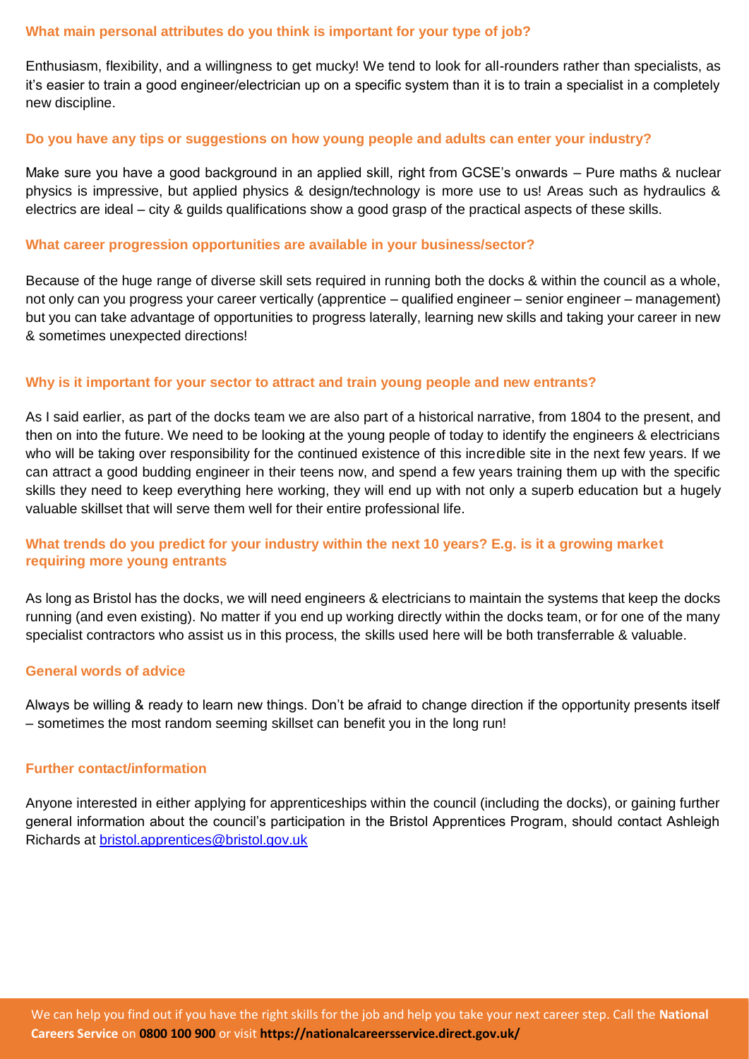### What main personal attributes do you think is important for your type of job?

Enthusiasm, flexibility, and a willingness to get mucky! We tend to look for all-rounders rather than specialists, as it's easier to train a good engineer/electrician up on a specific system than it is to train a specialist in a completely new discipline.

### Do you have any tips or suggestions on how young people and adults can enter your industry?

Make sure you have a good background in an applied skill, right from GCSE's onwards – Pure maths & nuclear physics is impressive, but applied physics & design/technology is more use to us! Areas such as hydraulics & electrics are ideal – city & guilds qualifications show a good grasp of the practical aspects of these skills.

### What career progression opportunities are available in your business/sector?

Because of the huge range of diverse skill sets required in running both the docks & within the council as a whole, not only can you progress your career vertically (apprentice – qualified engineer – senior engineer – management) but you can take advantage of opportunities to progress laterally, learning new skills and taking your career in new & sometimes unexpected directions!

### Why is it important for your sector to attract and train young people and new entrants?

As I said earlier, as part of the docks team we are also part of a historical narrative, from 1804 to the present, and then on into the future. We need to be looking at the young people of today to identify the engineers & electricians who will be taking over responsibility for the continued existence of this incredible site in the next few years. If we can attract a good budding engineer in their teens now, and spend a few years training them up with the specific skills they need to keep everything here working, they will end up with not only a superb education but a hugely valuable skillset that will serve them well for their entire professional life.

### What trends do you predict for your industry within the next 10 years? E.g. is it a growing market requiring more young entrants

As long as Bristol has the docks, we will need engineers & electricians to maintain the systems that keep the docks running (and even existing). No matter if you end up working directly within the docks team, or for one of the many specialist contractors who assist us in this process, the skills used here will be both transferrable & valuable.

### General words of advice

Always be willing & ready to learn new things. Don't be afraid to change direction if the opportunity presents itself – sometimes the most random seeming skillset can benefit you in the long run!

### Further contact/information

Anyone interested in either applying for apprenticeships within the council (including the docks), or gaining further general information about the council's participation in the Bristol Apprentices Program, should contact Ashleigh Richards at bristol.apprentices@bristol.gov.uk

We can help you find out if you have the right skills for the job and help you take your next career step. Call the **National Careers Service** on **0800 100 900** or visit **https://nationalcareersservice.direct.gov.uk/**